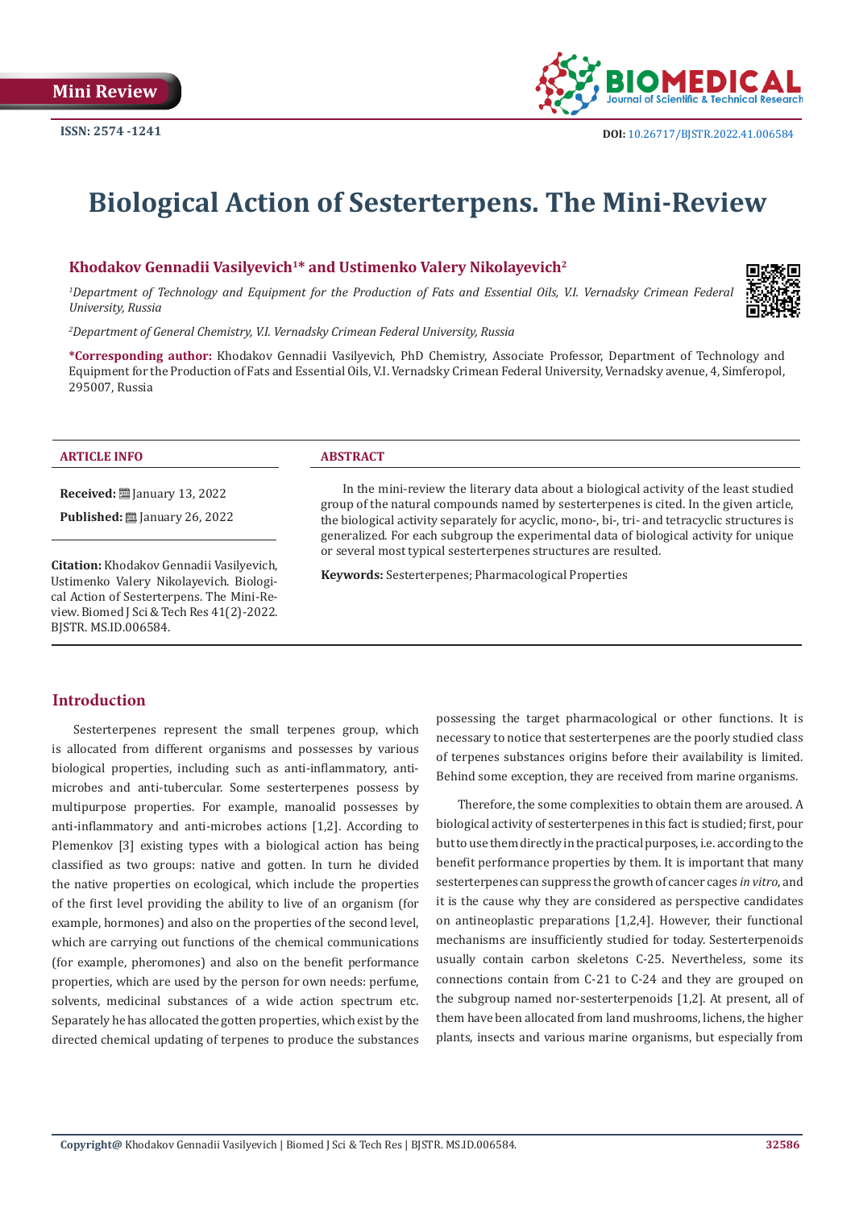Mini Review

ISSN: 2574 -1241

DOI: 10.26717/BJSTR.2022.41.006584

# Biological Action of Sesterterpens. The Mini-Review

**Khodakov Gennadii Vasilyevich[1]\* and Ustimenko Valery Nikolayevich[2]**

*[1]Department of Technology and Equipment for the Production of Fats and Essential Oils, V.I. Vernadsky Crimean Federal University, Russia*

*[2]Department of General Chemistry, V.I. Vernadsky Crimean Federal University, Russia*

**\*Corresponding author:** Khodakov Gennadii Vasilyevich, PhD Chemistry, Associate Professor, Department of Technology and Equipment for the Production of Fats and Essential Oils, V.I. Vernadsky Crimean Federal University, Vernadsky avenue, 4, Simferopol, 295007, Russia

**ARTICLE INFO**

**Received:** January 13, 2022

**Published:** January 26, 2022

**Citation:** Khodakov Gennadii Vasilyevich, Ustimenko Valery Nikolayevich. Biological Action of Sesterterpens. The Mini-Review. Biomed J Sci & Tech Res 41(2)-2022. BJSTR. MS.ID.006584.

**ABSTRACT**

In the mini-review the literary data about a biological activity of the least studied group of the natural compounds named by sesterterpenes is cited. In the given article, the biological activity separately for acyclic, mono-, bi-, tri- and tetracyclic structures is generalized. For each subgroup the experimental data of biological activity for unique or several most typical sesterterpenes structures are resulted.

**Keywords:** Sesterterpenes; Pharmacological Properties

## Introduction

Sesterterpenes represent the small terpenes group, which is allocated from different organisms and possesses by various biological properties, including such as anti-inflammatory, anti-microbes and anti-tubercular. Some sesterterpenes possess by multipurpose properties. For example, manoalid possesses by anti-inflammatory and anti-microbes actions [1,2]. According to Plemenkov [3] existing types with a biological action has being classified as two groups: native and gotten. In turn he divided the native properties on ecological, which include the properties of the first level providing the ability to live of an organism (for example, hormones) and also on the properties of the second level, which are carrying out functions of the chemical communications (for example, pheromones) and also on the benefit performance properties, which are used by the person for own needs: perfume, solvents, medicinal substances of a wide action spectrum etc. Separately he has allocated the gotten properties, which exist by the directed chemical updating of terpenes to produce the substances possessing the target pharmacological or other functions. It is necessary to notice that sesterterpenes are the poorly studied class of terpenes substances origins before their availability is limited. Behind some exception, they are received from marine organisms.

Therefore, the some complexities to obtain them are aroused. A biological activity of sesterterpenes in this fact is studied; first, pour but to use them directly in the practical purposes, i.e. according to the benefit performance properties by them. It is important that many sesterterpenes can suppress the growth of cancer cages *in vitro*, and it is the cause why they are considered as perspective candidates on antineoplastic preparations [1,2,4]. However, their functional mechanisms are insufficiently studied for today. Sesterterpenoids usually contain carbon skeletons C-25. Nevertheless, some its connections contain from C-21 to C-24 and they are grouped on the subgroup named nor-sesterterpenoids [1,2]. At present, all of them have been allocated from land mushrooms, lichens, the higher plants, insects and various marine organisms, but especially from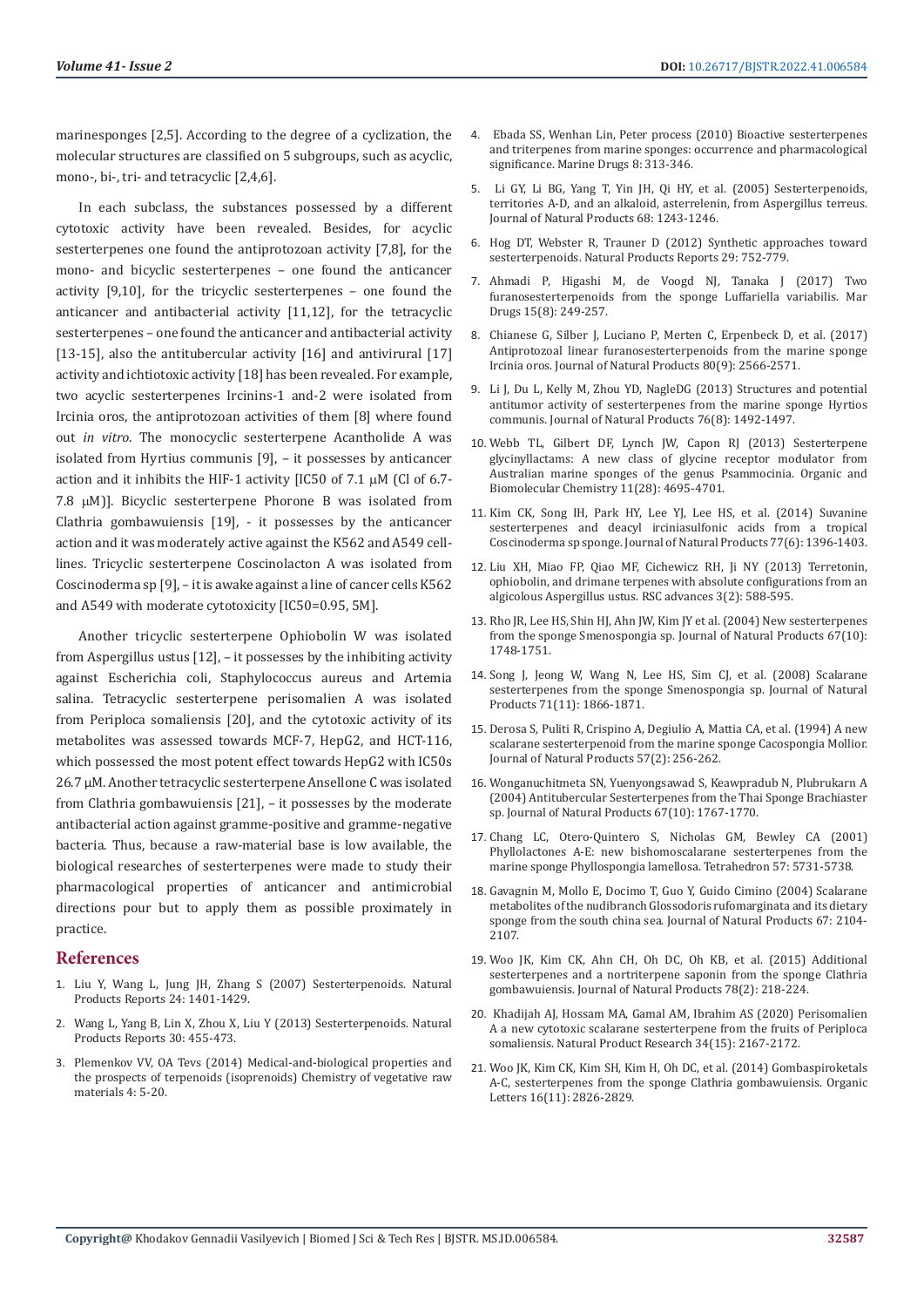marinesponges [2,5]. According to the degree of a cyclization, the molecular structures are classified on 5 subgroups, such as acyclic, mono-, bi-, tri- and tetracyclic [2,4,6].

In each subclass, the substances possessed by a different cytotoxic activity have been revealed. Besides, for acyclic sesterterpenes one found the antiprotozoan activity [7,8], for the mono- and bicyclic sesterterpenes – one found the anticancer activity [9,10], for the tricyclic sesterterpenes – one found the anticancer and antibacterial activity [11,12], for the tetracyclic sesterterpenes – one found the anticancer and antibacterial activity [13-15], also the antitubercular activity [16] and antivirural [17] activity and ichtiotoxic activity [18] has been revealed. For example, two acyclic sesterterpenes Ircinins-1 and-2 were isolated from Ircinia oros, the antiprotozoan activities of them [8] where found out *in vitro*. The monocyclic sesterterpene Acantholide A was isolated from Hyrtius communis [9], – it possesses by anticancer action and it inhibits the HIF-1 activity [IC50 of 7.1 μM (Cl of 6.7-7.8 μM)]. Bicyclic sesterterpene Phorone B was isolated from Clathria gombawuiensis [19], - it possesses by the anticancer action and it was moderately active against the K562 and A549 cell-lines. Tricyclic sesterterpene Coscinolacton A was isolated from Coscinoderma sp [9], – it is awake against a line of cancer cells K562 and A549 with moderate cytotoxicity [IC50=0.95, 5M].

Another tricyclic sesterterpene Ophiobolin W was isolated from Aspergillus ustus [12], – it possesses by the inhibiting activity against Escherichia coli, Staphylococcus aureus and Artemia salina. Tetracyclic sesterterpene perisomalien A was isolated from Periploca somaliensis [20], and the cytotoxic activity of its metabolites was assessed towards MCF-7, HepG2, and HCT-116, which possessed the most potent effect towards HepG2 with IC50s 26.7 μM. Another tetracyclic sesterterpene Ansellone C was isolated from Clathria gombawuiensis [21], – it possesses by the moderate antibacterial action against gramme-positive and gramme-negative bacteria. Thus, because a raw-material base is low available, the biological researches of sesterterpenes were made to study their pharmacological properties of anticancer and antimicrobial directions pour but to apply them as possible proximately in practice.

## References

1. Liu Y, Wang L, Jung JH, Zhang S (2007) Sesterpenoids. Natural Products Reports 24: 1401-1429.
2. Wang L, Yang B, Lin X, Zhou X, Liu Y (2013) Sesterterpenoids. Natural Products Reports 30: 455-473.
3. Plemenkov VV, OA Tevs (2014) Medical-and-biological properties and the prospects of terpenoids (isoprenoids) Chemistry of vegetative raw materials 4: 5-20.
4. Ebada SS, Wenhan Lin, Peter process (2010) Bioactive sesterpenes and triterpenes from marine sponges: occurrence and pharmacological significance. Marine Drugs 8: 313-346.
5. Li GY, Li BG, Yang T, Yin JH, Qi HY, et al. (2005) Sesterterpenoids, territories A-D, and an alkaloid, asterrelenin, from Aspergillus terreus. Journal of Natural Products 68: 1243-1246.
6. Hog DT, Webster R, Trauner D (2012) Synthetic approaches toward sesterterpenoids. Natural Products Reports 29: 752-779.
7. Ahmadi P, Higashi M, de Voogd NJ, Tanaka J (2017) Two furanosesterterpenoids from the sponge Luffariella variabilis. Mar Drugs 15(8): 249-257.
8. Chianese G, Silber J, Luciano P, Merten C, Erpenbeck D, et al. (2017) Antiprotozoal linear furanosesterterpenoids from the marine sponge Ircinia oros. Journal of Natural Products 80(9): 2566-2571.
9. Li J, Du L, Kelly M, Zhou YD, NagleDG (2013) Structures and potential antitumor activity of sesterterpenes from the marine sponge Hyrtios communis. Journal of Natural Products 76(8): 1492-1497.
10. Webb TL, Gilbert DF, Lynch JW, Capon RJ (2013) Sesterpene glycinyllactams: A new class of glycine receptor modulator from Australian marine sponges of the genus Psammocinia. Organic and Biomolecular Chemistry 11(28): 4695-4701.
11. Kim CK, Song IH, Park HY, Lee YJ, Lee HS, et al. (2014) Suvanine sesterterpenes and deacyl irciniasulfonic acids from a tropical Coscinoderma sp sponge. Journal of Natural Products 77(6): 1396-1403.
12. Liu XH, Miao FP, Qiao MF, Cichewicz RH, Ji NY (2013) Terretonin, ophiobolin, and drimane terpenes with absolute configurations from an algicolous Aspergillus ustus. RSC advances 3(2): 588-595.
13. Rho JR, Lee HS, Shin HJ, Ahn JW, Kim JY et al. (2004) New sesterterpenes from the sponge Smenospongia sp. Journal of Natural Products 67(10): 1748-1751.
14. Song J, Jeong W, Wang N, Lee HS, Sim CJ, et al. (2008) Scalarane sesterterpenes from the sponge Smenospongia sp. Journal of Natural Products 71(11): 1866-1871.
15. Derosa S, Puliti R, Crispino A, Degiulio A, Mattia CA, et al. (1994) A new scalarane sesterterpenoid from the marine sponge Cacospongia Mollior. Journal of Natural Products 57(2): 256-262.
16. Wonganuchitmeta SN, Yuenyongsawad S, Keawpradub N, Plubrukarn A (2004) Antitubercular Sesterterpenes from the Thai Sponge Brachiaster sp. Journal of Natural Products 67(10): 1767-1770.
17. Chang LC, Otero-Quintero S, Nicholas GM, Bewley CA (2001) Phyllolactones A-E: new bishomoscalarane sesterterpenes from the marine sponge Phyllospongia lamellosa. Tetrahedron 57: 5731-5738.
18. Gavagnin M, Mollo E, Docimo T, Guo Y, Guido Cimino (2004) Scalarane metabolites of the nudibranch Glossodoris rufomarginata and its dietary sponge from the south china sea. Journal of Natural Products 67: 2104-2107.
19. Woo JK, Kim CK, Ahn CH, Oh DC, Oh KB, et al. (2015) Additional sesterterpenes and a nortriterpene saponin from the sponge Clathria gombawuiensis. Journal of Natural Products 78(2): 218-224.
20. Khadijah AJ, Hossam MA, Gamal AM, Ibrahim AS (2020) Perisomalien A a new cytotoxic scalarane sesterpene from the fruits of Periploca somaliensis. Natural Product Research 34(15): 2167-2172.
21. Woo JK, Kim CK, Kim SH, Kim H, Oh DC, et al. (2014) Gombaspiroketals A-C, sesterterpenes from the sponge Clathria gombawuiensis. Organic Letters 16(11): 2826-2829.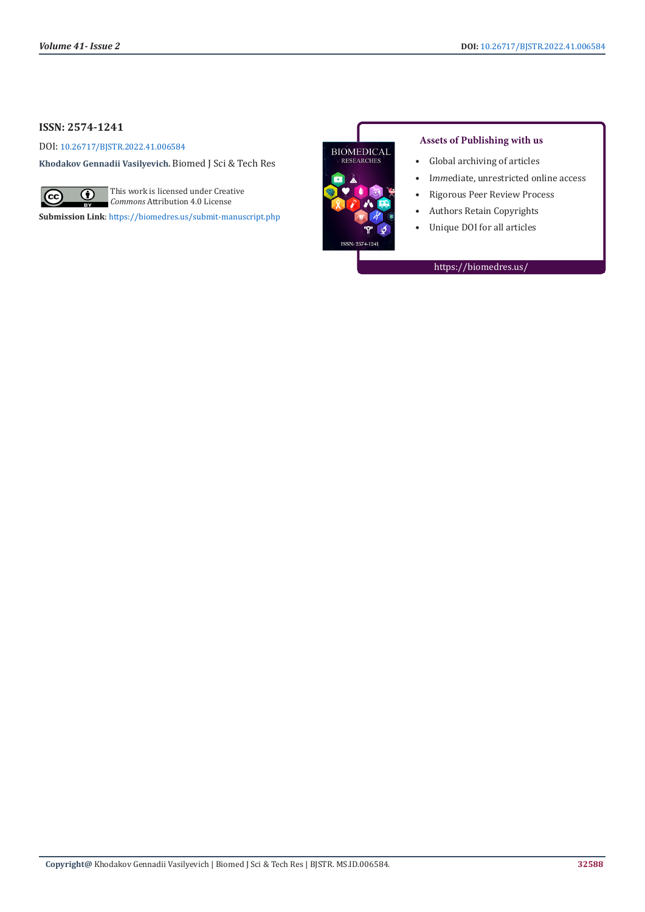**ISSN: 2574-1241**

DOI: 10.26717/BJSTR.2022.41.006584

**Khodakov Gennadii Vasilyevich.** Biomed J Sci & Tech Res

This work is licensed under Creative *Commons* Attribution 4.0 License

**Submission Link**: https://biomedres.us/submit-manuscript.php

**Assets of Publishing with us**

- Global archiving of articles
- Immediate, unrestricted online access
- Rigorous Peer Review Process
- Authors Retain Copyrights
- Unique DOI for all articles

https://biomedres.us/